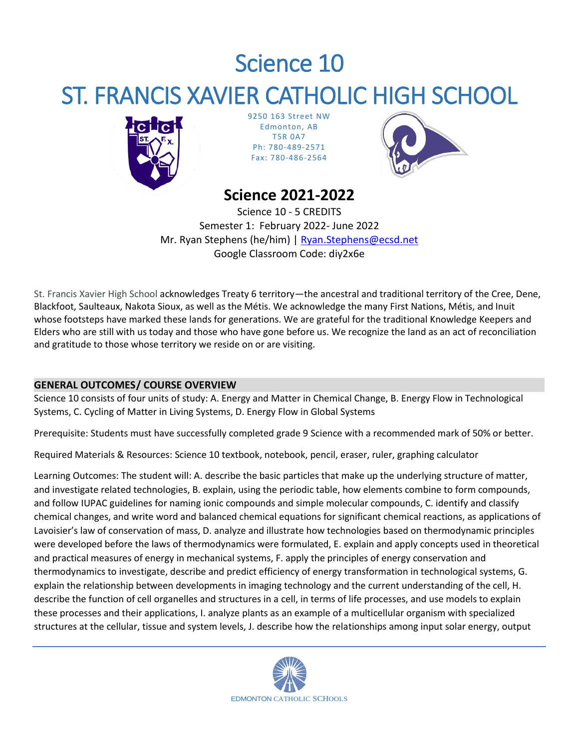# Science 10

# ST. FRANCIS XAVIER CATHOLIC HIGH SCHOOL

9250 163 Street NW
Edmonton, AB
T5R 0A7
Ph: 780-489-2571
Fax: 780-486-2564

## Science 2021-2022

Science 10 - 5 CREDITS
Semester 1: February 2022- June 2022
Mr. Ryan Stephens (he/him) | Ryan.Stephens@ecsd.net
Google Classroom Code: diy2x6e

St. Francis Xavier High School acknowledges Treaty 6 territory—the ancestral and traditional territory of the Cree, Dene, Blackfoot, Saulteaux, Nakota Sioux, as well as the Métis. We acknowledge the many First Nations, Métis, and Inuit whose footsteps have marked these lands for generations. We are grateful for the traditional Knowledge Keepers and Elders who are still with us today and those who have gone before us. We recognize the land as an act of reconciliation and gratitude to those whose territory we reside on or are visiting.

### GENERAL OUTCOMES/ COURSE OVERVIEW

Science 10 consists of four units of study: A. Energy and Matter in Chemical Change, B. Energy Flow in Technological Systems, C. Cycling of Matter in Living Systems, D. Energy Flow in Global Systems

Prerequisite: Students must have successfully completed grade 9 Science with a recommended mark of 50% or better.

Required Materials & Resources: Science 10 textbook, notebook, pencil, eraser, ruler, graphing calculator

Learning Outcomes: The student will: A. describe the basic particles that make up the underlying structure of matter, and investigate related technologies, B. explain, using the periodic table, how elements combine to form compounds, and follow IUPAC guidelines for naming ionic compounds and simple molecular compounds, C. identify and classify chemical changes, and write word and balanced chemical equations for significant chemical reactions, as applications of Lavoisier's law of conservation of mass, D. analyze and illustrate how technologies based on thermodynamic principles were developed before the laws of thermodynamics were formulated, E. explain and apply concepts used in theoretical and practical measures of energy in mechanical systems, F. apply the principles of energy conservation and thermodynamics to investigate, describe and predict efficiency of energy transformation in technological systems, G. explain the relationship between developments in imaging technology and the current understanding of the cell, H. describe the function of cell organelles and structures in a cell, in terms of life processes, and use models to explain these processes and their applications, I. analyze plants as an example of a multicellular organism with specialized structures at the cellular, tissue and system levels, J. describe how the relationships among input solar energy, output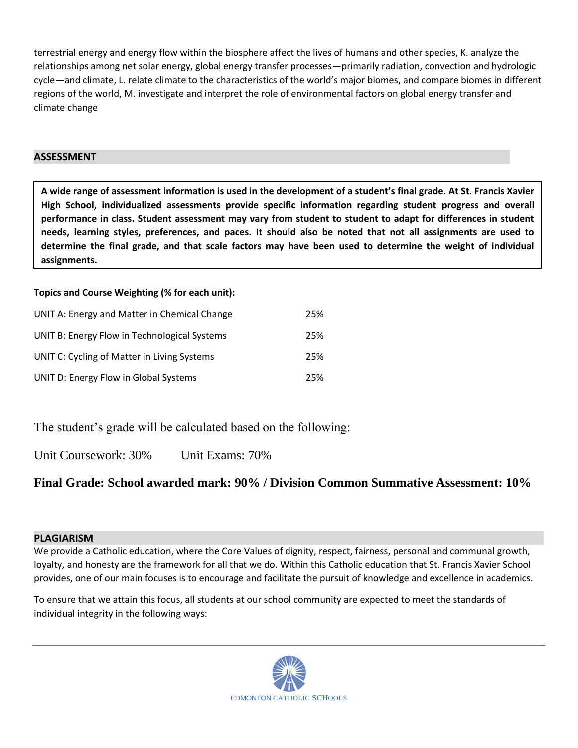terrestrial energy and energy flow within the biosphere affect the lives of humans and other species, K. analyze the relationships among net solar energy, global energy transfer processes—primarily radiation, convection and hydrologic cycle—and climate, L. relate climate to the characteristics of the world's major biomes, and compare biomes in different regions of the world, M. investigate and interpret the role of environmental factors on global energy transfer and climate change

## ASSESSMENT

**A wide range of assessment information is used in the development of a student's final grade. At St. Francis Xavier High School, individualized assessments provide specific information regarding student progress and overall performance in class. Student assessment may vary from student to student to adapt for differences in student needs, learning styles, preferences, and paces. It should also be noted that not all assignments are used to determine the final grade, and that scale factors may have been used to determine the weight of individual assignments.**

**Topics and Course Weighting (% for each unit):**

| Unit | Weight |
|---|---|
| UNIT A: Energy and Matter in Chemical Change | 25% |
| UNIT B: Energy Flow in Technological Systems | 25% |
| UNIT C: Cycling of Matter in Living Systems | 25% |
| UNIT D: Energy Flow in Global Systems | 25% |

The student's grade will be calculated based on the following:

Unit Coursework: 30% Unit Exams: 70%

**Final Grade: School awarded mark: 90% / Division Common Summative Assessment: 10%**

## PLAGIARISM

We provide a Catholic education, where the Core Values of dignity, respect, fairness, personal and communal growth, loyalty, and honesty are the framework for all that we do. Within this Catholic education that St. Francis Xavier School provides, one of our main focuses is to encourage and facilitate the pursuit of knowledge and excellence in academics.

To ensure that we attain this focus, all students at our school community are expected to meet the standards of individual integrity in the following ways: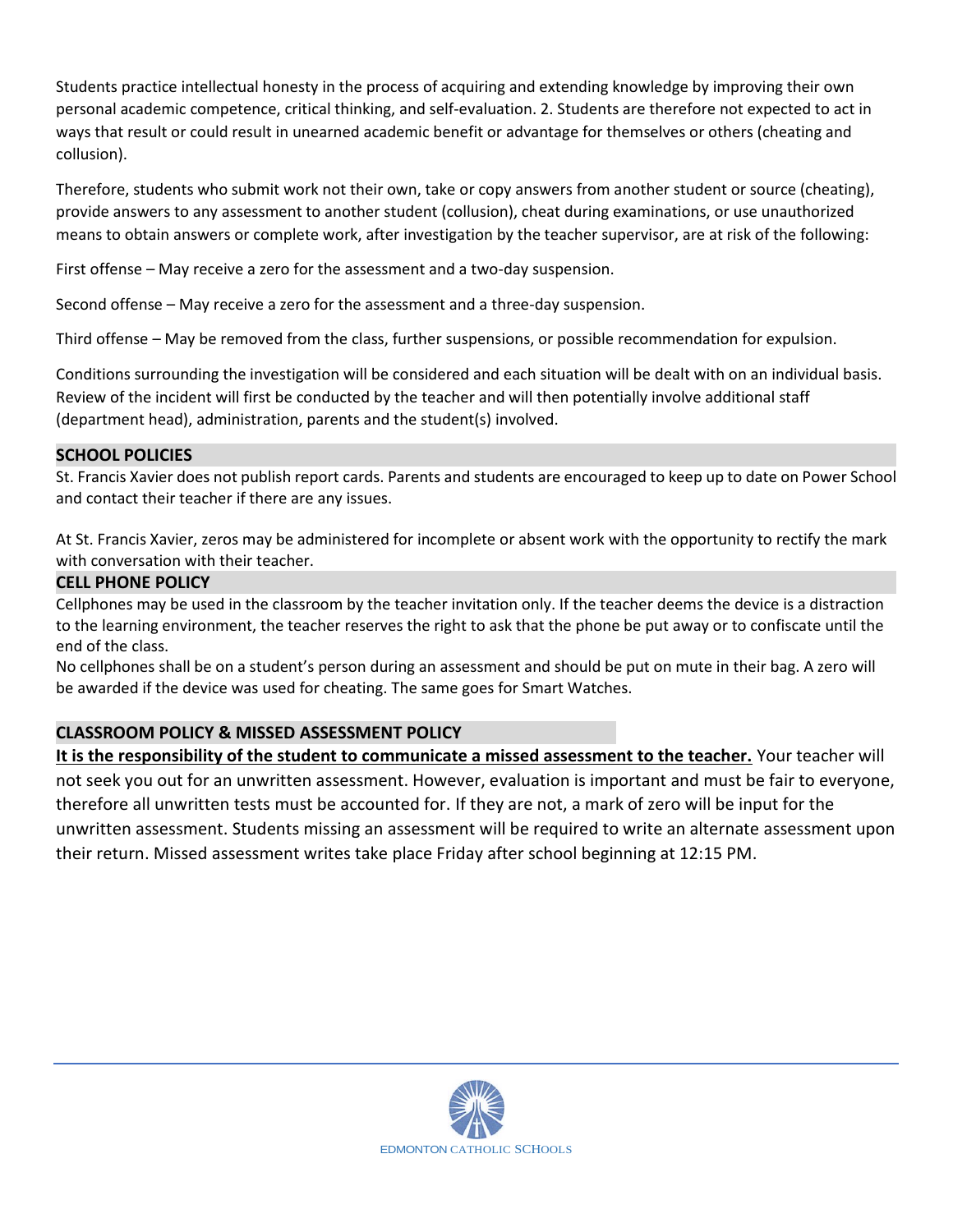Students practice intellectual honesty in the process of acquiring and extending knowledge by improving their own personal academic competence, critical thinking, and self-evaluation. 2. Students are therefore not expected to act in ways that result or could result in unearned academic benefit or advantage for themselves or others (cheating and collusion).

Therefore, students who submit work not their own, take or copy answers from another student or source (cheating), provide answers to any assessment to another student (collusion), cheat during examinations, or use unauthorized means to obtain answers or complete work, after investigation by the teacher supervisor, are at risk of the following:

First offense – May receive a zero for the assessment and a two-day suspension.

Second offense – May receive a zero for the assessment and a three-day suspension.

Third offense – May be removed from the class, further suspensions, or possible recommendation for expulsion.

Conditions surrounding the investigation will be considered and each situation will be dealt with on an individual basis. Review of the incident will first be conducted by the teacher and will then potentially involve additional staff (department head), administration, parents and the student(s) involved.

## SCHOOL POLICIES

St. Francis Xavier does not publish report cards. Parents and students are encouraged to keep up to date on Power School and contact their teacher if there are any issues.

At St. Francis Xavier, zeros may be administered for incomplete or absent work with the opportunity to rectify the mark with conversation with their teacher.

## CELL PHONE POLICY

Cellphones may be used in the classroom by the teacher invitation only. If the teacher deems the device is a distraction to the learning environment, the teacher reserves the right to ask that the phone be put away or to confiscate until the end of the class.

No cellphones shall be on a student's person during an assessment and should be put on mute in their bag. A zero will be awarded if the device was used for cheating. The same goes for Smart Watches.

## CLASSROOM POLICY & MISSED ASSESSMENT POLICY

**It is the responsibility of the student to communicate a missed assessment to the teacher.** Your teacher will not seek you out for an unwritten assessment. However, evaluation is important and must be fair to everyone, therefore all unwritten tests must be accounted for. If they are not, a mark of zero will be input for the unwritten assessment. Students missing an assessment will be required to write an alternate assessment upon their return. Missed assessment writes take place Friday after school beginning at 12:15 PM.